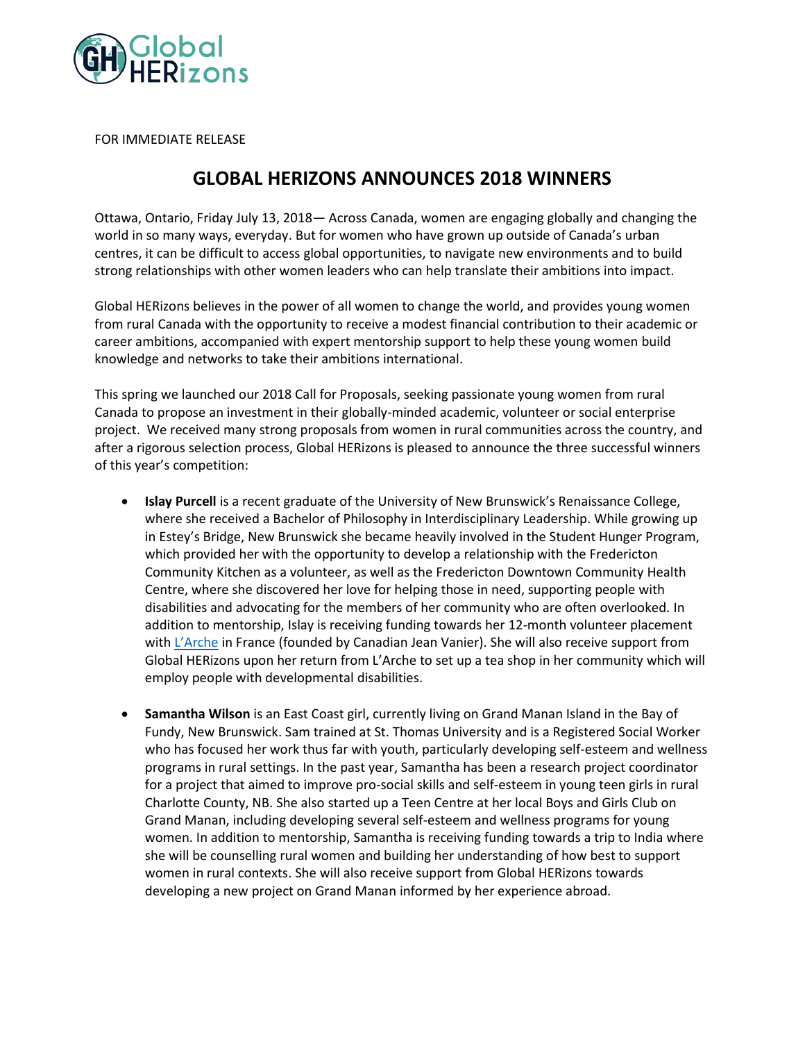FOR IMMEDIATE RELEASE

# GLOBAL HERIZONS ANNOUNCES 2018 WINNERS

Ottawa, Ontario, Friday July 13, 2018— Across Canada, women are engaging globally and changing the world in so many ways, everyday. But for women who have grown up outside of Canada's urban centres, it can be difficult to access global opportunities, to navigate new environments and to build strong relationships with other women leaders who can help translate their ambitions into impact.

Global HERizons believes in the power of all women to change the world, and provides young women from rural Canada with the opportunity to receive a modest financial contribution to their academic or career ambitions, accompanied with expert mentorship support to help these young women build knowledge and networks to take their ambitions international.

This spring we launched our 2018 Call for Proposals, seeking passionate young women from rural Canada to propose an investment in their globally-minded academic, volunteer or social enterprise project. We received many strong proposals from women in rural communities across the country, and after a rigorous selection process, Global HERizons is pleased to announce the three successful winners of this year's competition:

- **Islay Purcell** is a recent graduate of the University of New Brunswick's Renaissance College, where she received a Bachelor of Philosophy in Interdisciplinary Leadership. While growing up in Estey's Bridge, New Brunswick she became heavily involved in the Student Hunger Program, which provided her with the opportunity to develop a relationship with the Fredericton Community Kitchen as a volunteer, as well as the Fredericton Downtown Community Health Centre, where she discovered her love for helping those in need, supporting people with disabilities and advocating for the members of her community who are often overlooked. In addition to mentorship, Islay is receiving funding towards her 12-month volunteer placement with L'Arche in France (founded by Canadian Jean Vanier). She will also receive support from Global HERizons upon her return from L'Arche to set up a tea shop in her community which will employ people with developmental disabilities.

- **Samantha Wilson** is an East Coast girl, currently living on Grand Manan Island in the Bay of Fundy, New Brunswick. Sam trained at St. Thomas University and is a Registered Social Worker who has focused her work thus far with youth, particularly developing self-esteem and wellness programs in rural settings. In the past year, Samantha has been a research project coordinator for a project that aimed to improve pro-social skills and self-esteem in young teen girls in rural Charlotte County, NB. She also started up a Teen Centre at her local Boys and Girls Club on Grand Manan, including developing several self-esteem and wellness programs for young women. In addition to mentorship, Samantha is receiving funding towards a trip to India where she will be counselling rural women and building her understanding of how best to support women in rural contexts. She will also receive support from Global HERizons towards developing a new project on Grand Manan informed by her experience abroad.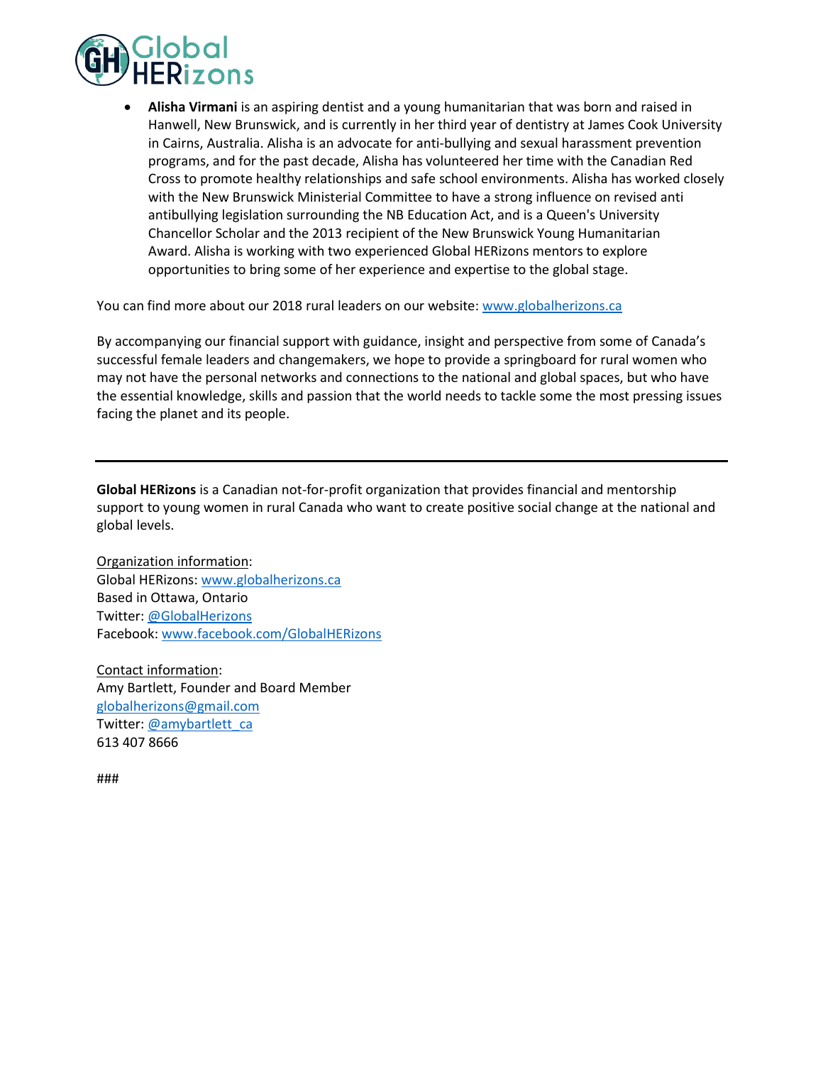- **Alisha Virmani** is an aspiring dentist and a young humanitarian that was born and raised in Hanwell, New Brunswick, and is currently in her third year of dentistry at James Cook University in Cairns, Australia. Alisha is an advocate for anti-bullying and sexual harassment prevention programs, and for the past decade, Alisha has volunteered her time with the Canadian Red Cross to promote healthy relationships and safe school environments. Alisha has worked closely with the New Brunswick Ministerial Committee to have a strong influence on revised anti antibullying legislation surrounding the NB Education Act, and is a Queen's University Chancellor Scholar and the 2013 recipient of the New Brunswick Young Humanitarian Award. Alisha is working with two experienced Global HERizons mentors to explore opportunities to bring some of her experience and expertise to the global stage.

You can find more about our 2018 rural leaders on our website: [www.globalherizons.ca](http://www.globalherizons.ca)

By accompanying our financial support with guidance, insight and perspective from some of Canada's successful female leaders and changemakers, we hope to provide a springboard for rural women who may not have the personal networks and connections to the national and global spaces, but who have the essential knowledge, skills and passion that the world needs to tackle some the most pressing issues facing the planet and its people.

---

**Global HERizons** is a Canadian not-for-profit organization that provides financial and mentorship support to young women in rural Canada who want to create positive social change at the national and global levels.

Organization information:
Global HERizons: [www.globalherizons.ca](http://www.globalherizons.ca)
Based in Ottawa, Ontario
Twitter: @GlobalHerizons
Facebook: [www.facebook.com/GlobalHERizons](http://www.facebook.com/GlobalHERizons)

Contact information:
Amy Bartlett, Founder and Board Member
globalherizons@gmail.com
Twitter: @amybartlett_ca
613 407 8666

###